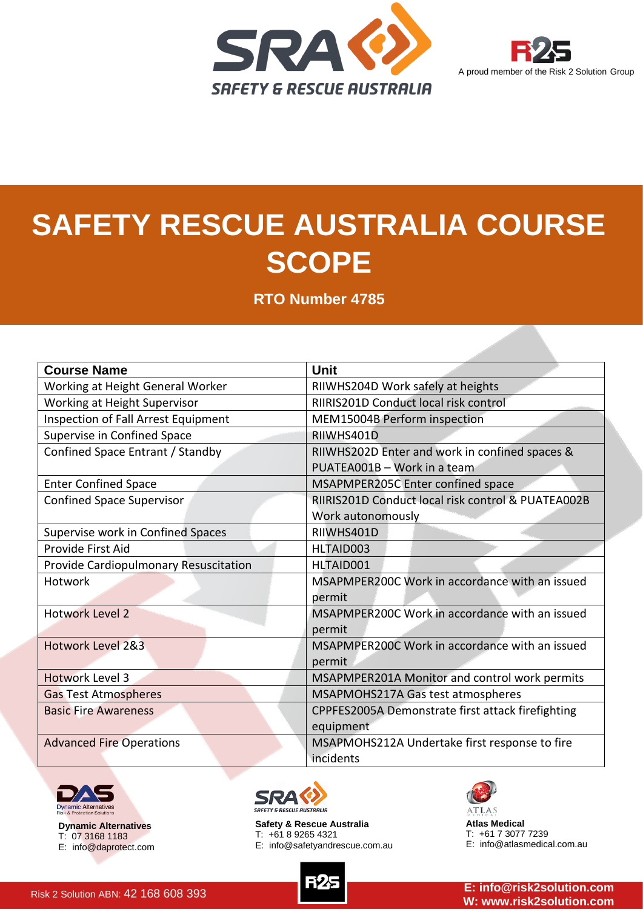SRA SAFETY & RESCUE AUSTRALIA

A proud member of the Risk 2 Solution Group

# SAFETY RESCUE AUSTRALIA COURSE SCOPE

**RTO Number 4785**

| Course Name | Unit |
|---|---|
| Working at Height General Worker | RIIWHS204D Work safely at heights |
| Working at Height Supervisor | RIIRIS201D Conduct local risk control |
| Inspection of Fall Arrest Equipment | MEM15004B Perform inspection |
| Supervise in Confined Space | RIIWHS401D |
| Confined Space Entrant / Standby | RIIWHS202D Enter and work in confined spaces & PUATEA001B – Work in a team |
| Enter Confined Space | MSAPMPER205C Enter confined space |
| Confined Space Supervisor | RIIRIS201D Conduct local risk control & PUATEA002B Work autonomously |
| Supervise work in Confined Spaces | RIIWHS401D |
| Provide First Aid | HLTAID003 |
| Provide Cardiopulmonary Resuscitation | HLTAID001 |
| Hotwork | MSAPMPER200C Work in accordance with an issued permit |
| Hotwork Level 2 | MSAPMPER200C Work in accordance with an issued permit |
| Hotwork Level 2&3 | MSAPMPER200C Work in accordance with an issued permit |
| Hotwork Level 3 | MSAPMPER201A Monitor and control work permits |
| Gas Test Atmospheres | MSAPMOHS217A Gas test atmospheres |
| Basic Fire Awareness | CPPFES2005A Demonstrate first attack firefighting equipment |
| Advanced Fire Operations | MSAPMOHS212A Undertake first response to fire incidents |

**Dynamic Alternatives**
T: 07 3168 1183
E: info@daprotect.com

**Safety & Rescue Australia**
T: +61 8 9265 4321
E: info@safetyandrescue.com.au

**Atlas Medical**
T: +61 7 3077 7239
E: info@atlasmedical.com.au

Risk 2 Solution ABN: 42 168 608 393

**E: info@risk2solution.com**
**W: www.risk2solution.com**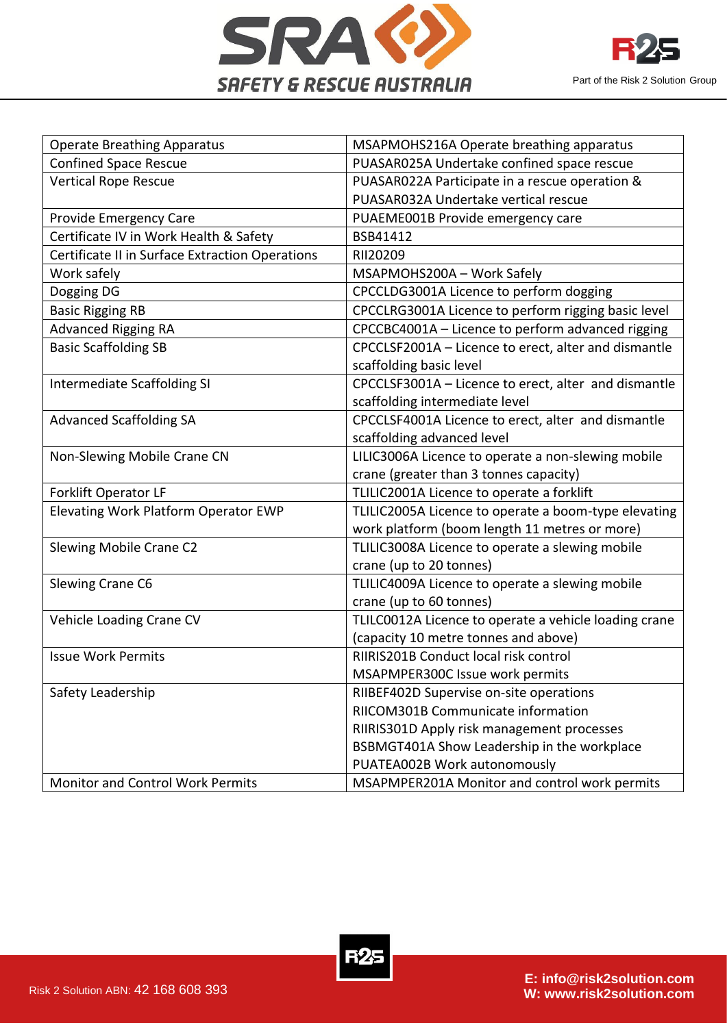| | |
|---|---|
| Operate Breathing Apparatus | MSAPMOHS216A Operate breathing apparatus |
| Confined Space Rescue | PUASAR025A Undertake confined space rescue |
| Vertical Rope Rescue | PUASAR022A Participate in a rescue operation & PUASAR032A Undertake vertical rescue |
| Provide Emergency Care | PUAEME001B Provide emergency care |
| Certificate IV in Work Health & Safety | BSB41412 |
| Certificate II in Surface Extraction Operations | RII20209 |
| Work safely | MSAPMOHS200A – Work Safely |
| Dogging DG | CPCCLDG3001A Licence to perform dogging |
| Basic Rigging RB | CPCCLRG3001A Licence to perform rigging basic level |
| Advanced Rigging RA | CPCCBC4001A – Licence to perform advanced rigging |
| Basic Scaffolding SB | CPCCLSF2001A – Licence to erect, alter and dismantle scaffolding basic level |
| Intermediate Scaffolding SI | CPCCLSF3001A – Licence to erect, alter and dismantle scaffolding intermediate level |
| Advanced Scaffolding SA | CPCCLSF4001A Licence to erect, alter and dismantle scaffolding advanced level |
| Non-Slewing Mobile Crane CN | LILIC3006A Licence to operate a non-slewing mobile crane (greater than 3 tonnes capacity) |
| Forklift Operator LF | TLILIC2001A Licence to operate a forklift |
| Elevating Work Platform Operator EWP | TLILIC2005A Licence to operate a boom-type elevating work platform (boom length 11 metres or more) |
| Slewing Mobile Crane C2 | TLILIC3008A Licence to operate a slewing mobile crane (up to 20 tonnes) |
| Slewing Crane C6 | TLILIC4009A Licence to operate a slewing mobile crane (up to 60 tonnes) |
| Vehicle Loading Crane CV | TLILC0012A Licence to operate a vehicle loading crane (capacity 10 metre tonnes and above) |
| Issue Work Permits | RIIRIS201B Conduct local risk control<br>MSAPMPER300C Issue work permits |
| Safety Leadership | RIIBEF402D Supervise on-site operations<br>RIICOM301B Communicate information<br>RIIRIS301D Apply risk management processes<br>BSBMGT401A Show Leadership in the workplace<br>PUATEA002B Work autonomously |
| Monitor and Control Work Permits | MSAPMPER201A Monitor and control work permits |